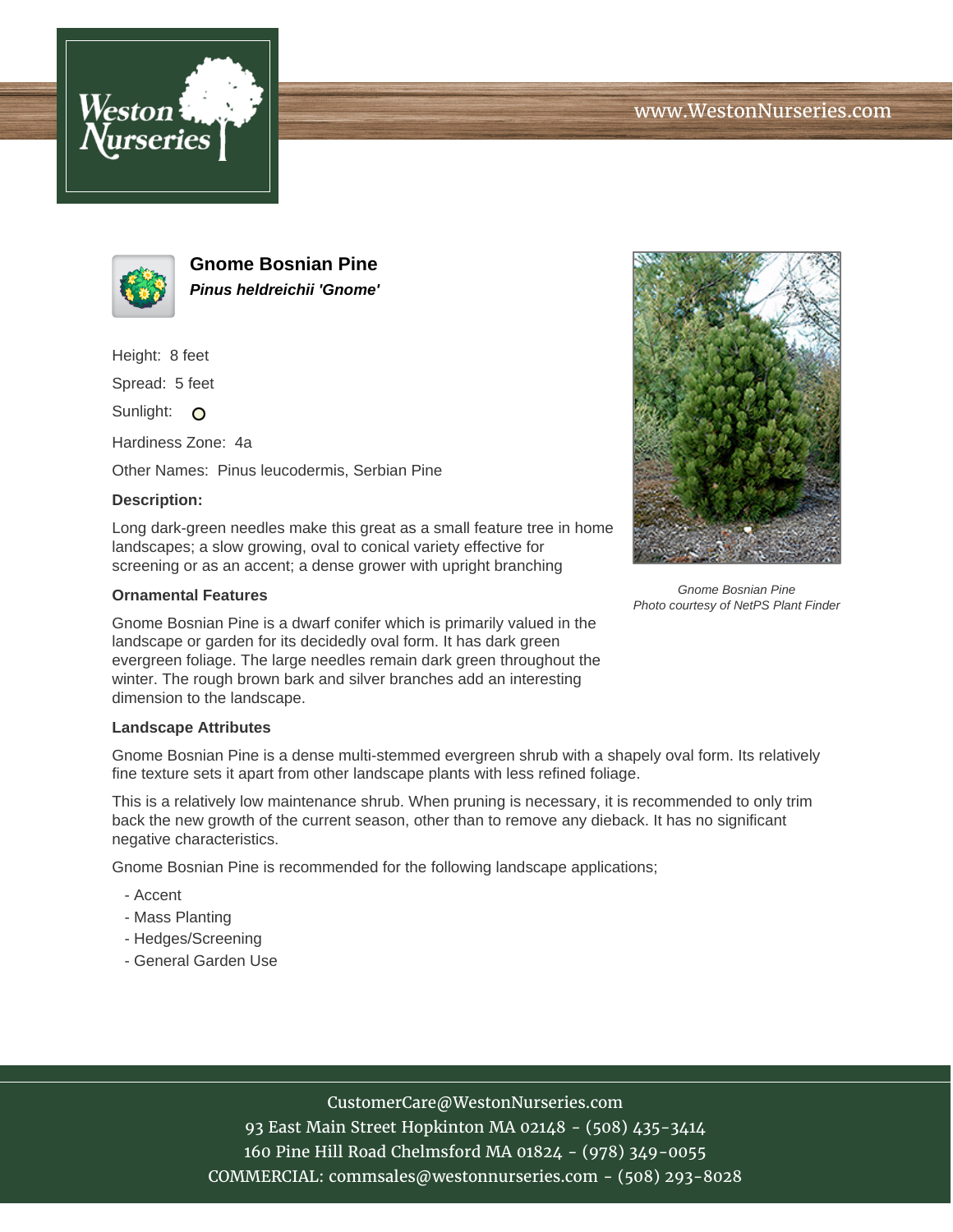# Gnome Bosnian Pine

***Pinus heldreichii 'Gnome'***

Height: 8 feet

Spread: 5 feet

Sunlight:

Hardiness Zone: 4a

Other Names: Pinus leucodermis, Serbian Pine

**Description:**

Long dark-green needles make this great as a small feature tree in home landscapes; a slow growing, oval to conical variety effective for screening or as an accent; a dense grower with upright branching

*Gnome Bosnian Pine*
*Photo courtesy of NetPS Plant Finder*

### Ornamental Features

Gnome Bosnian Pine is a dwarf conifer which is primarily valued in the landscape or garden for its decidedly oval form. It has dark green evergreen foliage. The large needles remain dark green throughout the winter. The rough brown bark and silver branches add an interesting dimension to the landscape.

### Landscape Attributes

Gnome Bosnian Pine is a dense multi-stemmed evergreen shrub with a shapely oval form. Its relatively fine texture sets it apart from other landscape plants with less refined foliage.

This is a relatively low maintenance shrub. When pruning is necessary, it is recommended to only trim back the new growth of the current season, other than to remove any dieback. It has no significant negative characteristics.

Gnome Bosnian Pine is recommended for the following landscape applications;

- Accent
- Mass Planting
- Hedges/Screening
- General Garden Use

CustomerCare@WestonNurseries.com
93 East Main Street Hopkinton MA 02148 - (508) 435-3414
160 Pine Hill Road Chelmsford MA 01824 - (978) 349-0055
COMMERCIAL: commsales@westonnurseries.com - (508) 293-8028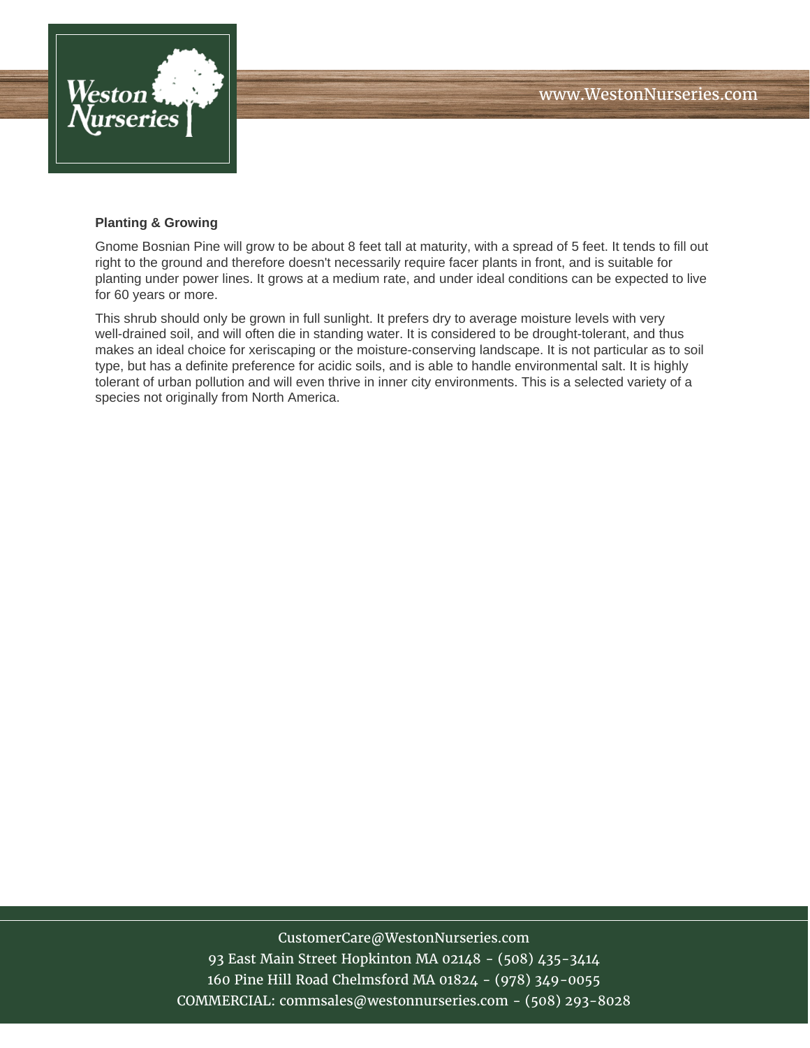### Planting & Growing

Gnome Bosnian Pine will grow to be about 8 feet tall at maturity, with a spread of 5 feet. It tends to fill out right to the ground and therefore doesn't necessarily require facer plants in front, and is suitable for planting under power lines. It grows at a medium rate, and under ideal conditions can be expected to live for 60 years or more.

This shrub should only be grown in full sunlight. It prefers dry to average moisture levels with very well-drained soil, and will often die in standing water. It is considered to be drought-tolerant, and thus makes an ideal choice for xeriscaping or the moisture-conserving landscape. It is not particular as to soil type, but has a definite preference for acidic soils, and is able to handle environmental salt. It is highly tolerant of urban pollution and will even thrive in inner city environments. This is a selected variety of a species not originally from North America.